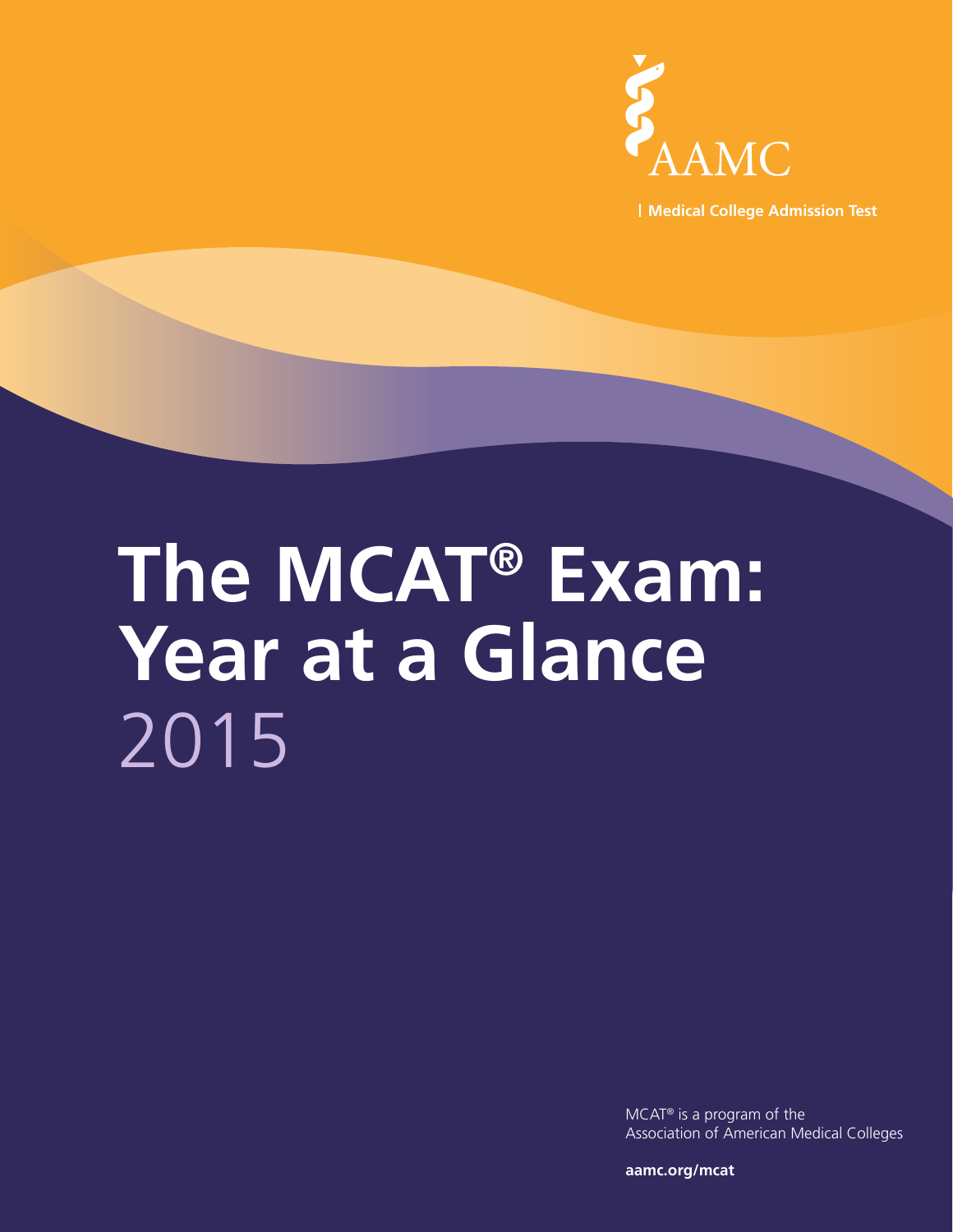AAMC

| Medical College Admission Test

# The MCAT® Exam: Year at a Glance 2015

MCAT® is a program of the Association of American Medical Colleges

**aamc.org/mcat**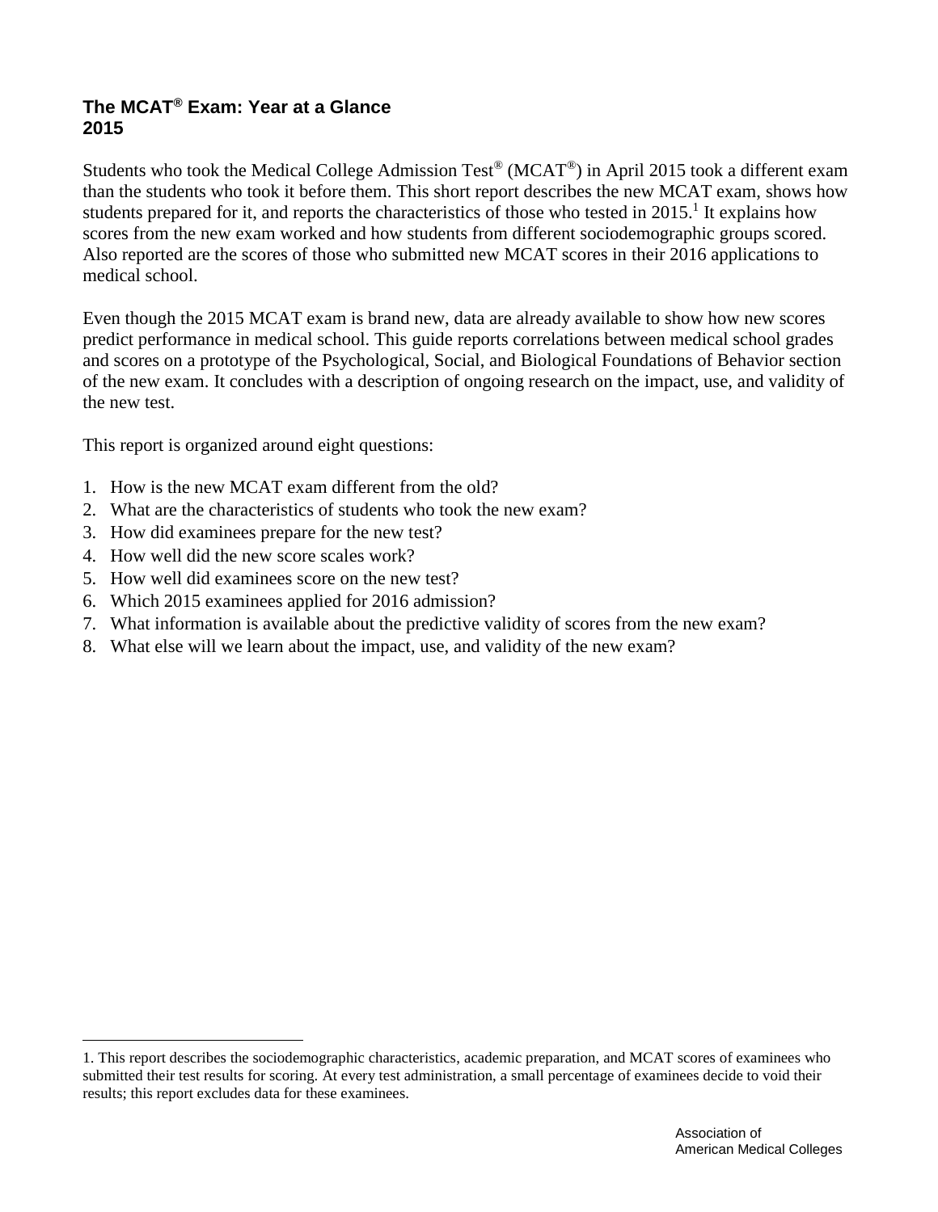## The MCAT® Exam: Year at a Glance
## 2015

Students who took the Medical College Admission Test® (MCAT®) in April 2015 took a different exam than the students who took it before them. This short report describes the new MCAT exam, shows how students prepared for it, and reports the characteristics of those who tested in 2015.[1] It explains how scores from the new exam worked and how students from different sociodemographic groups scored. Also reported are the scores of those who submitted new MCAT scores in their 2016 applications to medical school.

Even though the 2015 MCAT exam is brand new, data are already available to show how new scores predict performance in medical school. This guide reports correlations between medical school grades and scores on a prototype of the Psychological, Social, and Biological Foundations of Behavior section of the new exam. It concludes with a description of ongoing research on the impact, use, and validity of the new test.

This report is organized around eight questions:

1. How is the new MCAT exam different from the old?
2. What are the characteristics of students who took the new exam?
3. How did examinees prepare for the new test?
4. How well did the new score scales work?
5. How well did examinees score on the new test?
6. Which 2015 examinees applied for 2016 admission?
7. What information is available about the predictive validity of scores from the new exam?
8. What else will we learn about the impact, use, and validity of the new exam?

---

1. This report describes the sociodemographic characteristics, academic preparation, and MCAT scores of examinees who submitted their test results for scoring. At every test administration, a small percentage of examinees decide to void their results; this report excludes data for these examinees.

Association of
American Medical Colleges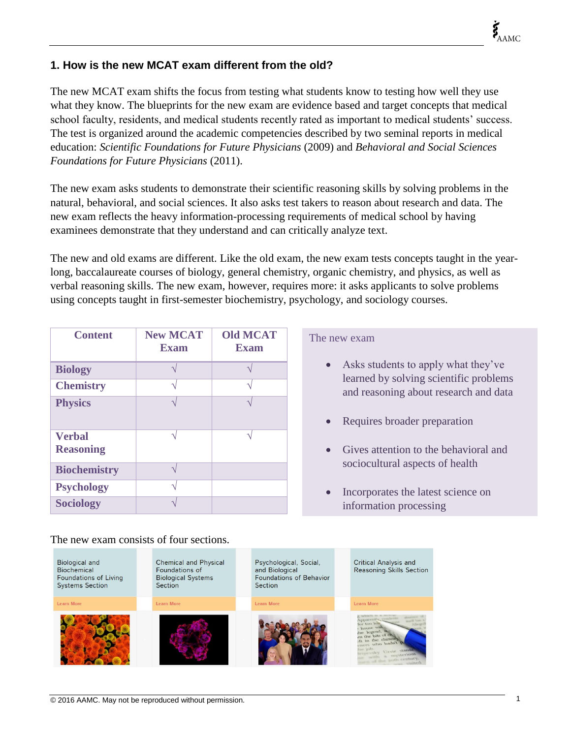## 1. How is the new MCAT exam different from the old?

The new MCAT exam shifts the focus from testing what students know to testing how well they use what they know. The blueprints for the new exam are evidence based and target concepts that medical school faculty, residents, and medical students recently rated as important to medical students' success. The test is organized around the academic competencies described by two seminal reports in medical education: *Scientific Foundations for Future Physicians* (2009) and *Behavioral and Social Sciences Foundations for Future Physicians* (2011).

The new exam asks students to demonstrate their scientific reasoning skills by solving problems in the natural, behavioral, and social sciences. It also asks test takers to reason about research and data. The new exam reflects the heavy information-processing requirements of medical school by having examinees demonstrate that they understand and can critically analyze text.

The new and old exams are different. Like the old exam, the new exam tests concepts taught in the year-long, baccalaureate courses of biology, general chemistry, organic chemistry, and physics, as well as verbal reasoning skills. The new exam, however, requires more: it asks applicants to solve problems using concepts taught in first-semester biochemistry, psychology, and sociology courses.

| Content | New MCAT Exam | Old MCAT Exam |
|---|---|---|
| **Biology** | √ | √ |
| **Chemistry** | √ | √ |
| **Physics** | √ | √ |
| **Verbal Reasoning** | √ | √ |
| **Biochemistry** | √ | |
| **Psychology** | √ | |
| **Sociology** | √ | |

The new exam

- Asks students to apply what they've learned by solving scientific problems and reasoning about research and data
- Requires broader preparation
- Gives attention to the behavioral and sociocultural aspects of health
- Incorporates the latest science on information processing

The new exam consists of four sections.

| Biological and Biochemical Foundations of Living Systems Section | Chemical and Physical Foundations of Biological Systems Section | Psychological, Social, and Biological Foundations of Behavior Section | Critical Analysis and Reasoning Skills Section |
|---|---|---|---|
| Learn More | Learn More | Learn More | Learn More |

© 2016 AAMC. May not be reproduced without permission.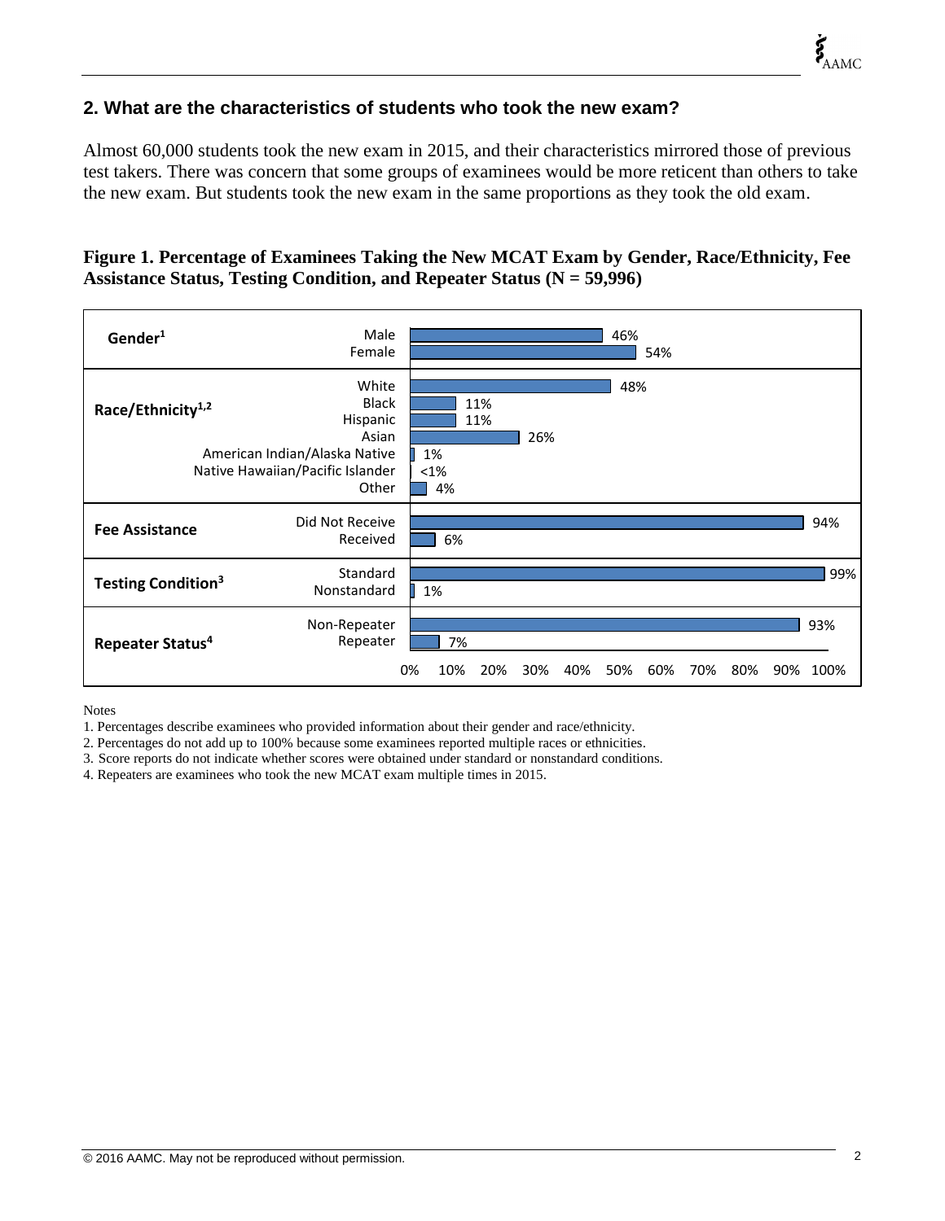## 2. What are the characteristics of students who took the new exam?

Almost 60,000 students took the new exam in 2015, and their characteristics mirrored those of previous test takers. There was concern that some groups of examinees would be more reticent than others to take the new exam. But students took the new exam in the same proportions as they took the old exam.

**Figure 1. Percentage of Examinees Taking the New MCAT Exam by Gender, Race/Ethnicity, Fee Assistance Status, Testing Condition, and Repeater Status (N = 59,996)**

| Category | Group | Percentage |
|---|---|---|
| Gender[1] | Male | 46% |
| | Female | 54% |
| Race/Ethnicity[1,2] | White | 48% |
| | Black | 11% |
| | Hispanic | 11% |
| | Asian | 26% |
| | American Indian/Alaska Native | 1% |
| | Native Hawaiian/Pacific Islander | <1% |
| | Other | 4% |
| Fee Assistance | Did Not Receive | 94% |
| | Received | 6% |
| Testing Condition[3] | Standard | 99% |
| | Nonstandard | 1% |
| Repeater Status[4] | Non-Repeater | 93% |
| | Repeater | 7% |

Notes

1. Percentages describe examinees who provided information about their gender and race/ethnicity.
2. Percentages do not add up to 100% because some examinees reported multiple races or ethnicities.
3. Score reports do not indicate whether scores were obtained under standard or nonstandard conditions.
4. Repeaters are examinees who took the new MCAT exam multiple times in 2015.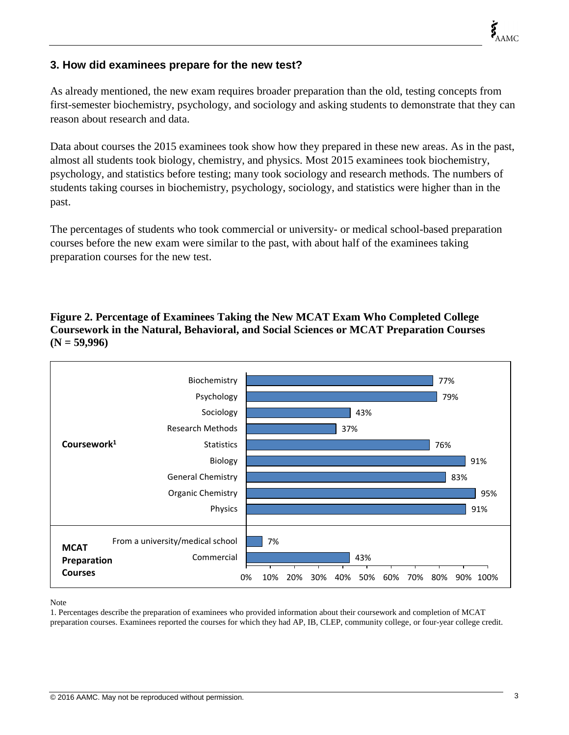## 3. How did examinees prepare for the new test?

As already mentioned, the new exam requires broader preparation than the old, testing concepts from first-semester biochemistry, psychology, and sociology and asking students to demonstrate that they can reason about research and data.

Data about courses the 2015 examinees took show how they prepared in these new areas. As in the past, almost all students took biology, chemistry, and physics. Most 2015 examinees took biochemistry, psychology, and statistics before testing; many took sociology and research methods. The numbers of students taking courses in biochemistry, psychology, sociology, and statistics were higher than in the past.

The percentages of students who took commercial or university- or medical school-based preparation courses before the new exam were similar to the past, with about half of the examinees taking preparation courses for the new test.

**Figure 2. Percentage of Examinees Taking the New MCAT Exam Who Completed College Coursework in the Natural, Behavioral, and Social Sciences or MCAT Preparation Courses (N = 59,996)**

| Category | Course | Percentage |
|---|---|---|
| Coursework[1] | Biochemistry | 77% |
| | Psychology | 79% |
| | Sociology | 43% |
| | Research Methods | 37% |
| | Statistics | 76% |
| | Biology | 91% |
| | General Chemistry | 83% |
| | Organic Chemistry | 95% |
| | Physics | 91% |
| MCAT Preparation Courses | From a university/medical school | 7% |
| | Commercial | 43% |

Note

1. Percentages describe the preparation of examinees who provided information about their coursework and completion of MCAT preparation courses. Examinees reported the courses for which they had AP, IB, CLEP, community college, or four-year college credit.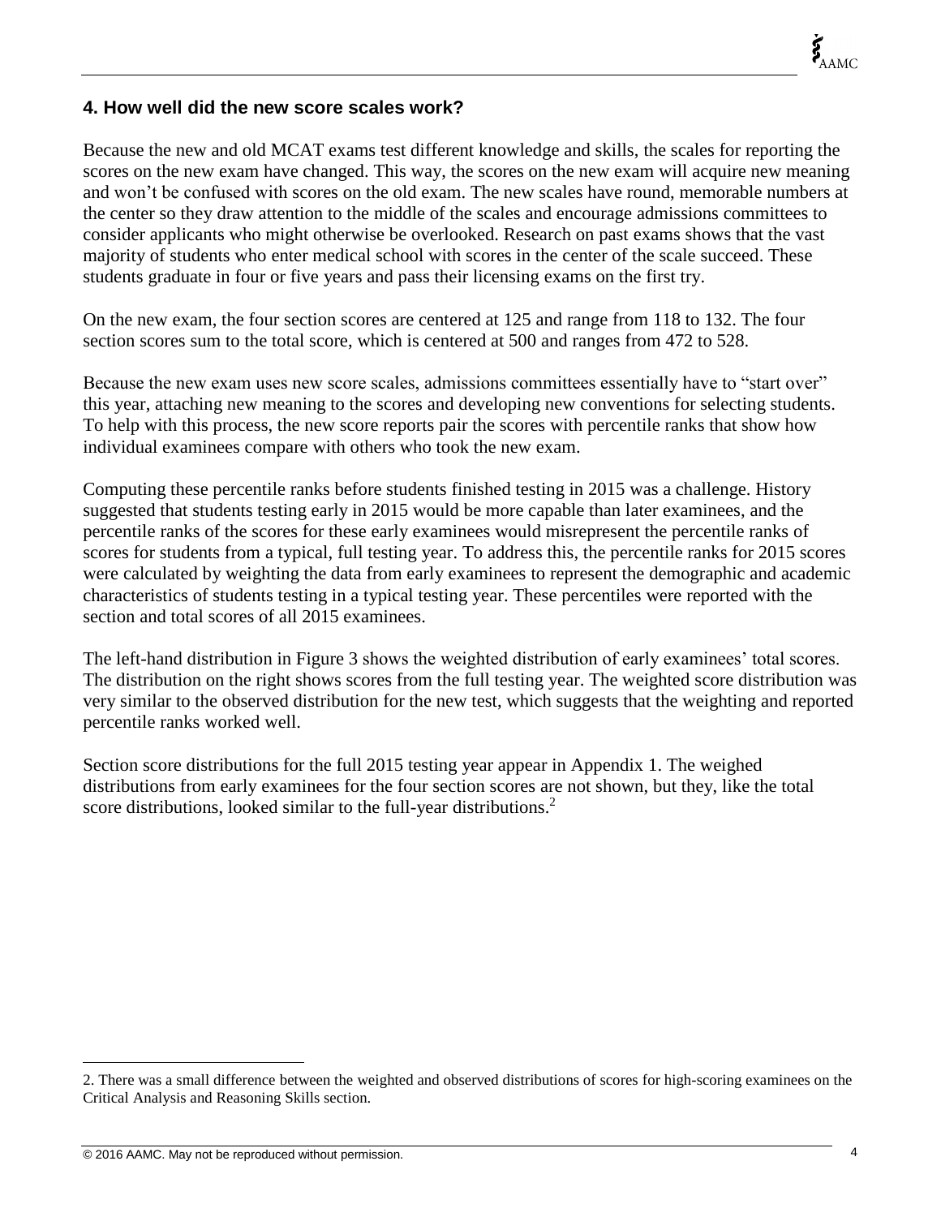## 4. How well did the new score scales work?

Because the new and old MCAT exams test different knowledge and skills, the scales for reporting the scores on the new exam have changed. This way, the scores on the new exam will acquire new meaning and won't be confused with scores on the old exam. The new scales have round, memorable numbers at the center so they draw attention to the middle of the scales and encourage admissions committees to consider applicants who might otherwise be overlooked. Research on past exams shows that the vast majority of students who enter medical school with scores in the center of the scale succeed. These students graduate in four or five years and pass their licensing exams on the first try.

On the new exam, the four section scores are centered at 125 and range from 118 to 132. The four section scores sum to the total score, which is centered at 500 and ranges from 472 to 528.

Because the new exam uses new score scales, admissions committees essentially have to "start over" this year, attaching new meaning to the scores and developing new conventions for selecting students. To help with this process, the new score reports pair the scores with percentile ranks that show how individual examinees compare with others who took the new exam.

Computing these percentile ranks before students finished testing in 2015 was a challenge. History suggested that students testing early in 2015 would be more capable than later examinees, and the percentile ranks of the scores for these early examinees would misrepresent the percentile ranks of scores for students from a typical, full testing year. To address this, the percentile ranks for 2015 scores were calculated by weighting the data from early examinees to represent the demographic and academic characteristics of students testing in a typical testing year. These percentiles were reported with the section and total scores of all 2015 examinees.

The left-hand distribution in Figure 3 shows the weighted distribution of early examinees' total scores. The distribution on the right shows scores from the full testing year. The weighted score distribution was very similar to the observed distribution for the new test, which suggests that the weighting and reported percentile ranks worked well.

Section score distributions for the full 2015 testing year appear in Appendix 1. The weighed distributions from early examinees for the four section scores are not shown, but they, like the total score distributions, looked similar to the full-year distributions.[2]

---

2. There was a small difference between the weighted and observed distributions of scores for high-scoring examinees on the Critical Analysis and Reasoning Skills section.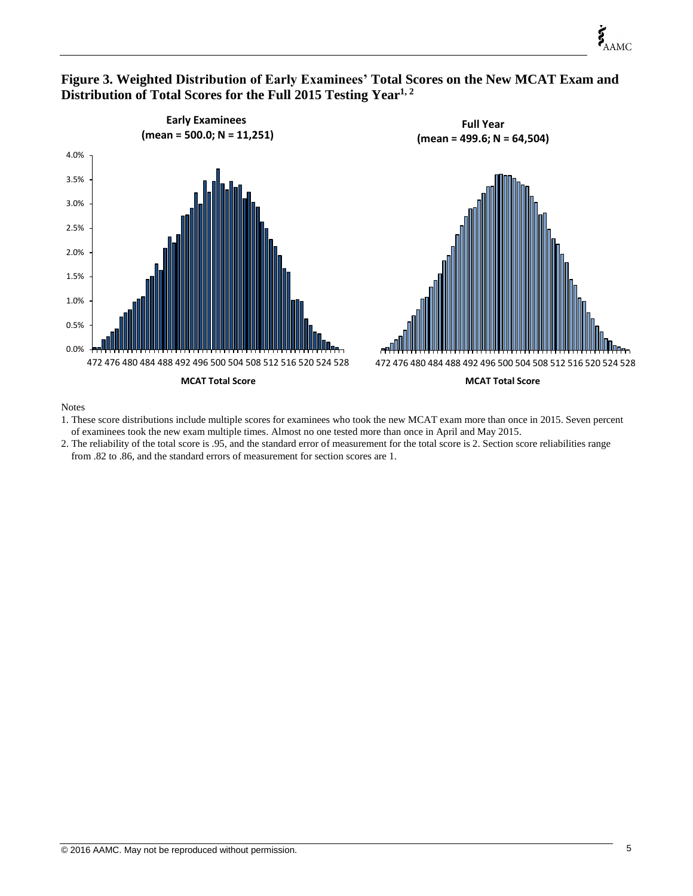**Figure 3. Weighted Distribution of Early Examinees' Total Scores on the New MCAT Exam and Distribution of Total Scores for the Full 2015 Testing Year[1, 2]**

**Early Examinees (mean = 500.0; N = 11,251)**

**Full Year (mean = 499.6; N = 64,504)**

**MCAT Total Score**

Notes

1. These score distributions include multiple scores for examinees who took the new MCAT exam more than once in 2015. Seven percent of examinees took the new exam multiple times. Almost no one tested more than once in April and May 2015.
2. The reliability of the total score is .95, and the standard error of measurement for the total score is 2. Section score reliabilities range from .82 to .86, and the standard errors of measurement for section scores are 1.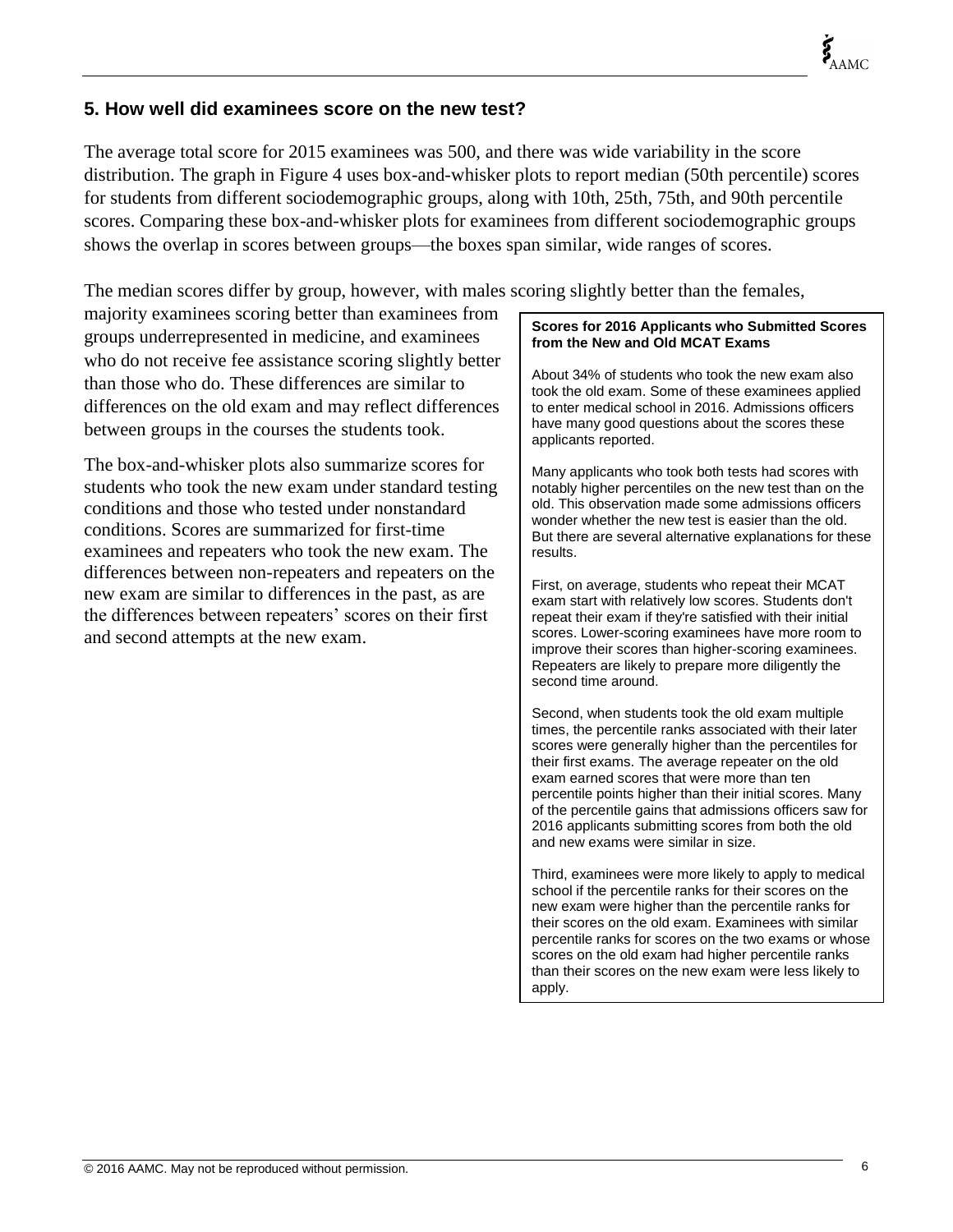## 5. How well did examinees score on the new test?

The average total score for 2015 examinees was 500, and there was wide variability in the score distribution. The graph in Figure 4 uses box-and-whisker plots to report median (50th percentile) scores for students from different sociodemographic groups, along with 10th, 25th, 75th, and 90th percentile scores. Comparing these box-and-whisker plots for examinees from different sociodemographic groups shows the overlap in scores between groups—the boxes span similar, wide ranges of scores.

The median scores differ by group, however, with males scoring slightly better than the females, majority examinees scoring better than examinees from groups underrepresented in medicine, and examinees who do not receive fee assistance scoring slightly better than those who do. These differences are similar to differences on the old exam and may reflect differences between groups in the courses the students took.

The box-and-whisker plots also summarize scores for students who took the new exam under standard testing conditions and those who tested under nonstandard conditions. Scores are summarized for first-time examinees and repeaters who took the new exam. The differences between non-repeaters and repeaters on the new exam are similar to differences in the past, as are the differences between repeaters' scores on their first and second attempts at the new exam.

**Scores for 2016 Applicants who Submitted Scores from the New and Old MCAT Exams**

About 34% of students who took the new exam also took the old exam. Some of these examinees applied to enter medical school in 2016. Admissions officers have many good questions about the scores these applicants reported.

Many applicants who took both tests had scores with notably higher percentiles on the new test than on the old. This observation made some admissions officers wonder whether the new test is easier than the old. But there are several alternative explanations for these results.

First, on average, students who repeat their MCAT exam start with relatively low scores. Students don't repeat their exam if they're satisfied with their initial scores. Lower-scoring examinees have more room to improve their scores than higher-scoring examinees. Repeaters are likely to prepare more diligently the second time around.

Second, when students took the old exam multiple times, the percentile ranks associated with their later scores were generally higher than the percentiles for their first exams. The average repeater on the old exam earned scores that were more than ten percentile points higher than their initial scores. Many of the percentile gains that admissions officers saw for 2016 applicants submitting scores from both the old and new exams were similar in size.

Third, examinees were more likely to apply to medical school if the percentile ranks for their scores on the new exam were higher than the percentile ranks for their scores on the old exam. Examinees with similar percentile ranks for scores on the two exams or whose scores on the old exam had higher percentile ranks than their scores on the new exam were less likely to apply.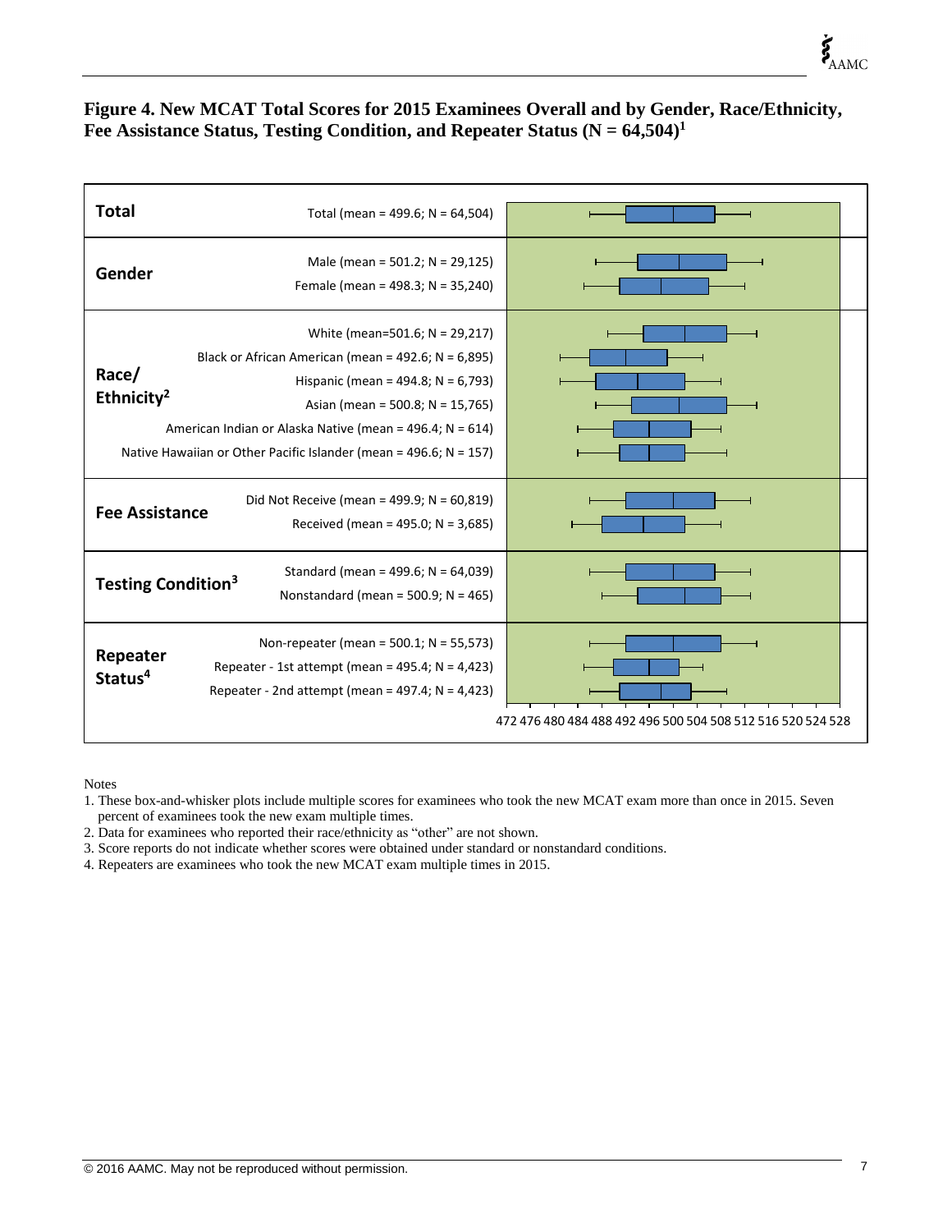# Figure 4. New MCAT Total Scores for 2015 Examinees Overall and by Gender, Race/Ethnicity, Fee Assistance Status, Testing Condition, and Repeater Status (N = 64,504)[1]

| Category | Group |
|---|---|
| **Total** | Total (mean = 499.6; N = 64,504) |
| **Gender** | Male (mean = 501.2; N = 29,125) |
| | Female (mean = 498.3; N = 35,240) |
| **Race/ Ethnicity[2]** | White (mean=501.6; N = 29,217) |
| | Black or African American (mean = 492.6; N = 6,895) |
| | Hispanic (mean = 494.8; N = 6,793) |
| | Asian (mean = 500.8; N = 15,765) |
| | American Indian or Alaska Native (mean = 496.4; N = 614) |
| | Native Hawaiian or Other Pacific Islander (mean = 496.6; N = 157) |
| **Fee Assistance** | Did Not Receive (mean = 499.9; N = 60,819) |
| | Received (mean = 495.0; N = 3,685) |
| **Testing Condition[3]** | Standard (mean = 499.6; N = 64,039) |
| | Nonstandard (mean = 500.9; N = 465) |
| **Repeater Status[4]** | Non-repeater (mean = 500.1; N = 55,573) |
| | Repeater - 1st attempt (mean = 495.4; N = 4,423) |
| | Repeater - 2nd attempt (mean = 497.4; N = 4,423) |

472 476 480 484 488 492 496 500 504 508 512 516 520 524 528

Notes

1. These box-and-whisker plots include multiple scores for examinees who took the new MCAT exam more than once in 2015. Seven percent of examinees took the new exam multiple times.
2. Data for examinees who reported their race/ethnicity as "other" are not shown.
3. Score reports do not indicate whether scores were obtained under standard or nonstandard conditions.
4. Repeaters are examinees who took the new MCAT exam multiple times in 2015.

© 2016 AAMC. May not be reproduced without permission.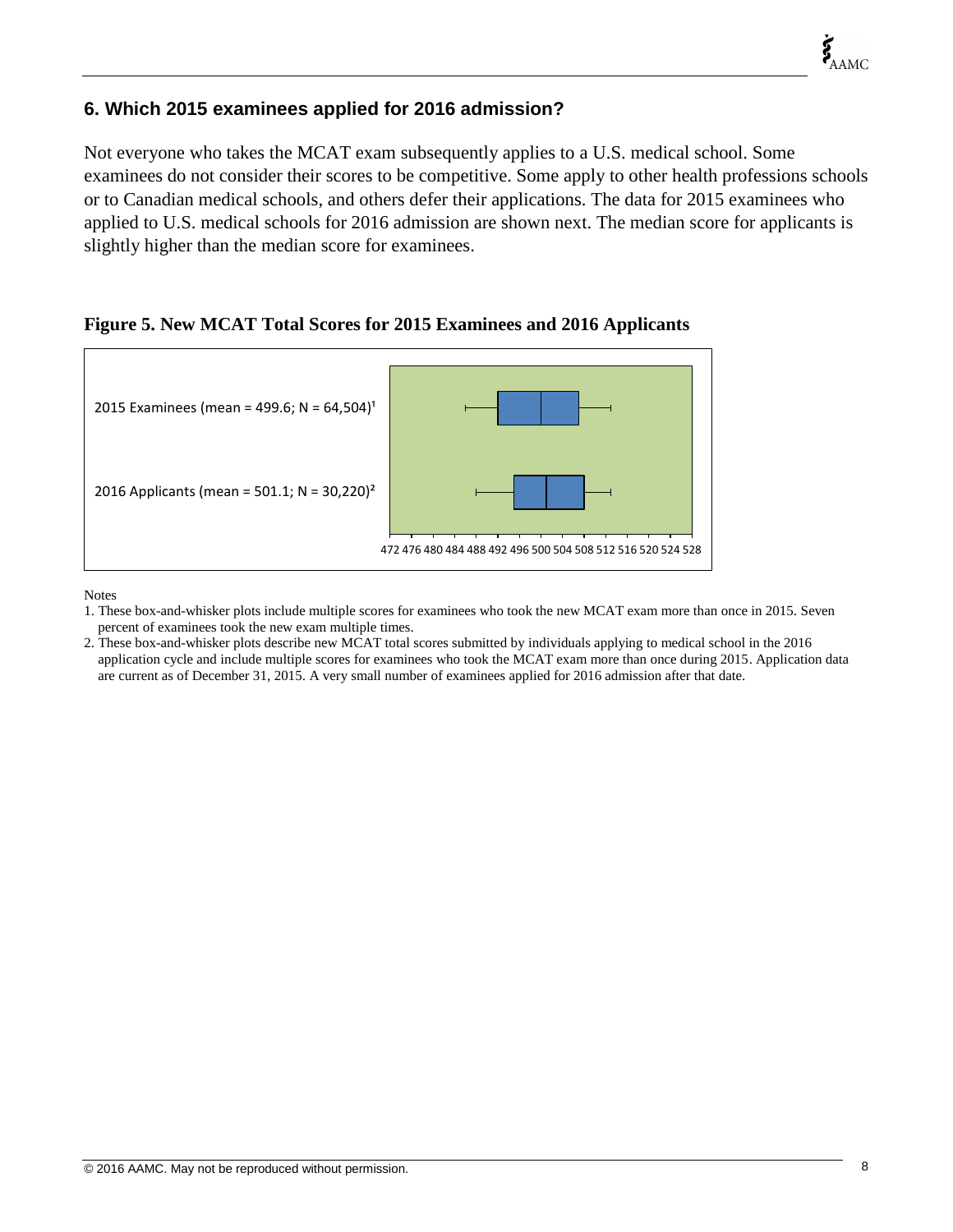## 6. Which 2015 examinees applied for 2016 admission?

Not everyone who takes the MCAT exam subsequently applies to a U.S. medical school. Some examinees do not consider their scores to be competitive. Some apply to other health professions schools or to Canadian medical schools, and others defer their applications. The data for 2015 examinees who applied to U.S. medical schools for 2016 admission are shown next. The median score for applicants is slightly higher than the median score for examinees.

**Figure 5. New MCAT Total Scores for 2015 Examinees and 2016 Applicants**

2015 Examinees (mean = 499.6; N = 64,504)[1]

2016 Applicants (mean = 501.1; N = 30,220)[2]

472 476 480 484 488 492 496 500 504 508 512 516 520 524 528

Notes

1. These box-and-whisker plots include multiple scores for examinees who took the new MCAT exam more than once in 2015. Seven percent of examinees took the new exam multiple times.
2. These box-and-whisker plots describe new MCAT total scores submitted by individuals applying to medical school in the 2016 application cycle and include multiple scores for examinees who took the MCAT exam more than once during 2015. Application data are current as of December 31, 2015. A very small number of examinees applied for 2016 admission after that date.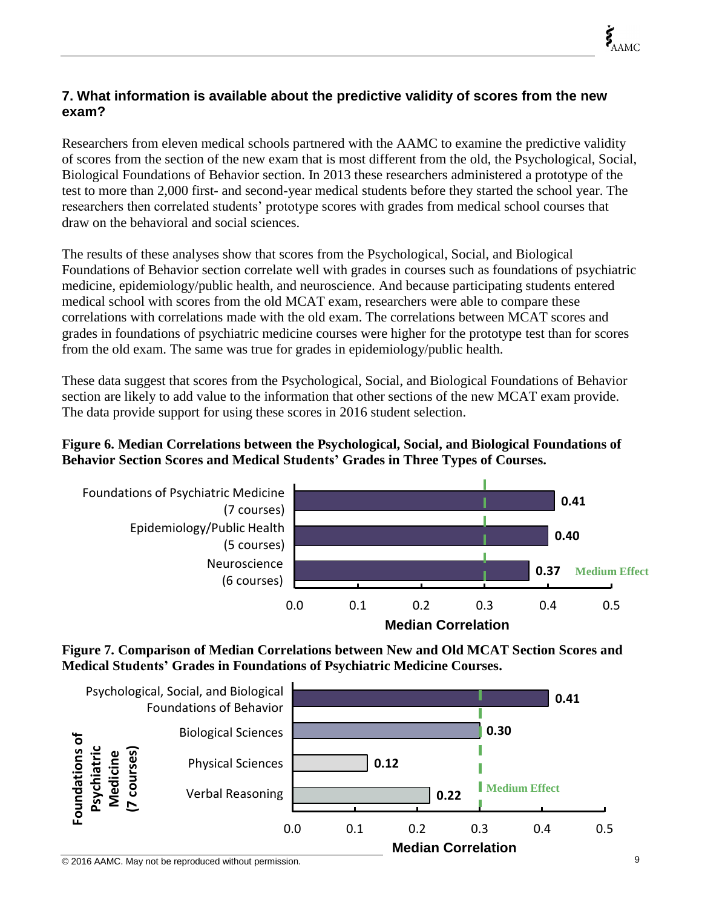### 7. What information is available about the predictive validity of scores from the new exam?

Researchers from eleven medical schools partnered with the AAMC to examine the predictive validity of scores from the section of the new exam that is most different from the old, the Psychological, Social, Biological Foundations of Behavior section. In 2013 these researchers administered a prototype of the test to more than 2,000 first- and second-year medical students before they started the school year. The researchers then correlated students' prototype scores with grades from medical school courses that draw on the behavioral and social sciences.

The results of these analyses show that scores from the Psychological, Social, and Biological Foundations of Behavior section correlate well with grades in courses such as foundations of psychiatric medicine, epidemiology/public health, and neuroscience. And because participating students entered medical school with scores from the old MCAT exam, researchers were able to compare these correlations with correlations made with the old exam. The correlations between MCAT scores and grades in foundations of psychiatric medicine courses were higher for the prototype test than for scores from the old exam. The same was true for grades in epidemiology/public health.

These data suggest that scores from the Psychological, Social, and Biological Foundations of Behavior section are likely to add value to the information that other sections of the new MCAT exam provide. The data provide support for using these scores in 2016 student selection.

**Figure 6. Median Correlations between the Psychological, Social, and Biological Foundations of Behavior Section Scores and Medical Students' Grades in Three Types of Courses.**

| Course type | Median Correlation |
| --- | --- |
| Foundations of Psychiatric Medicine (7 courses) | 0.41 |
| Epidemiology/Public Health (5 courses) | 0.40 |
| Neuroscience (6 courses) | 0.37 |

Medium Effect = 0.3

**Figure 7. Comparison of Median Correlations between New and Old MCAT Section Scores and Medical Students' Grades in Foundations of Psychiatric Medicine Courses.**

| Foundations of Psychiatric Medicine (7 courses) | Median Correlation |
| --- | --- |
| Psychological, Social, and Biological Foundations of Behavior | 0.41 |
| Biological Sciences | 0.30 |
| Physical Sciences | 0.12 |
| Verbal Reasoning | 0.22 |

Medium Effect = 0.3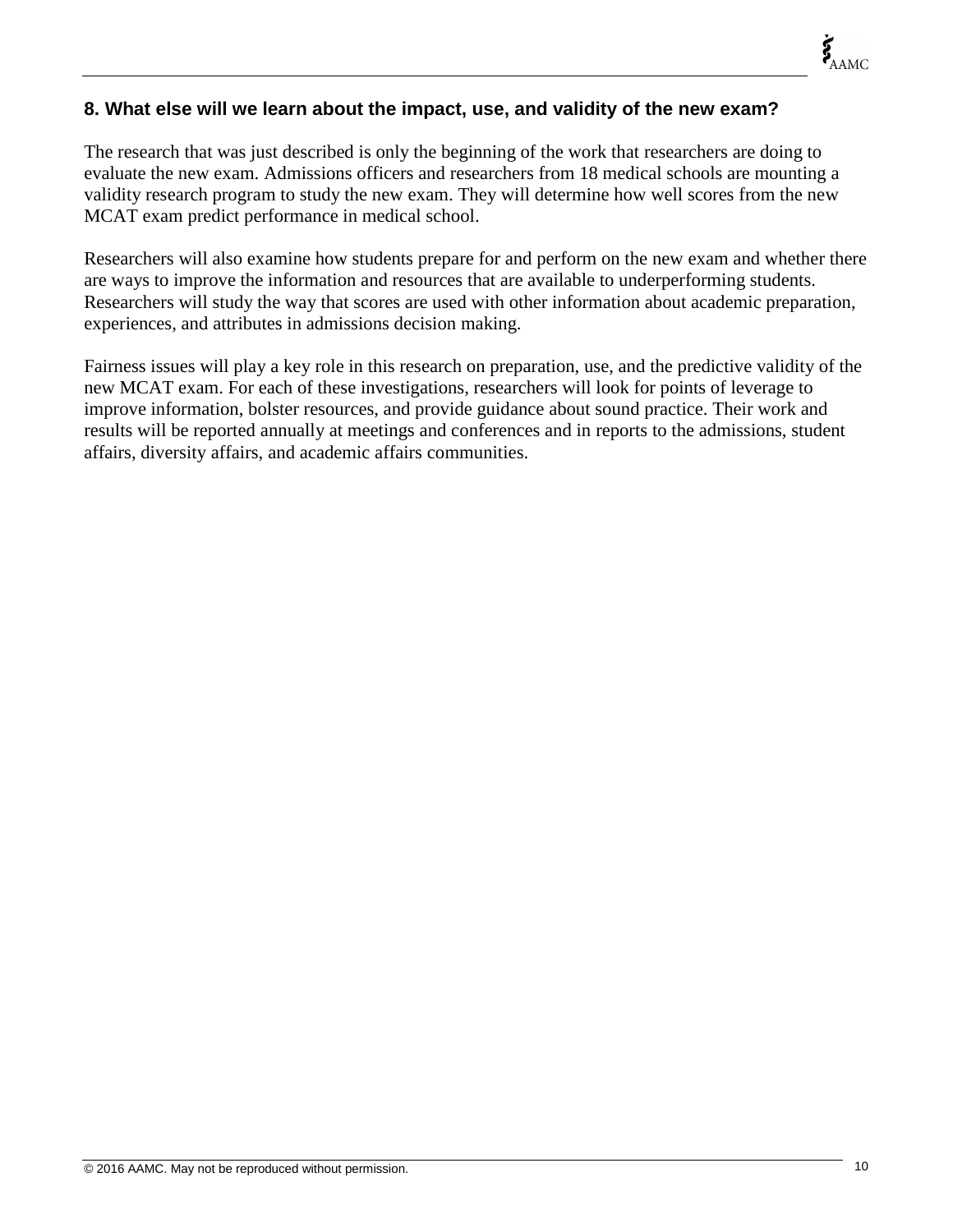## 8. What else will we learn about the impact, use, and validity of the new exam?

The research that was just described is only the beginning of the work that researchers are doing to evaluate the new exam. Admissions officers and researchers from 18 medical schools are mounting a validity research program to study the new exam. They will determine how well scores from the new MCAT exam predict performance in medical school.

Researchers will also examine how students prepare for and perform on the new exam and whether there are ways to improve the information and resources that are available to underperforming students. Researchers will study the way that scores are used with other information about academic preparation, experiences, and attributes in admissions decision making.

Fairness issues will play a key role in this research on preparation, use, and the predictive validity of the new MCAT exam. For each of these investigations, researchers will look for points of leverage to improve information, bolster resources, and provide guidance about sound practice. Their work and results will be reported annually at meetings and conferences and in reports to the admissions, student affairs, diversity affairs, and academic affairs communities.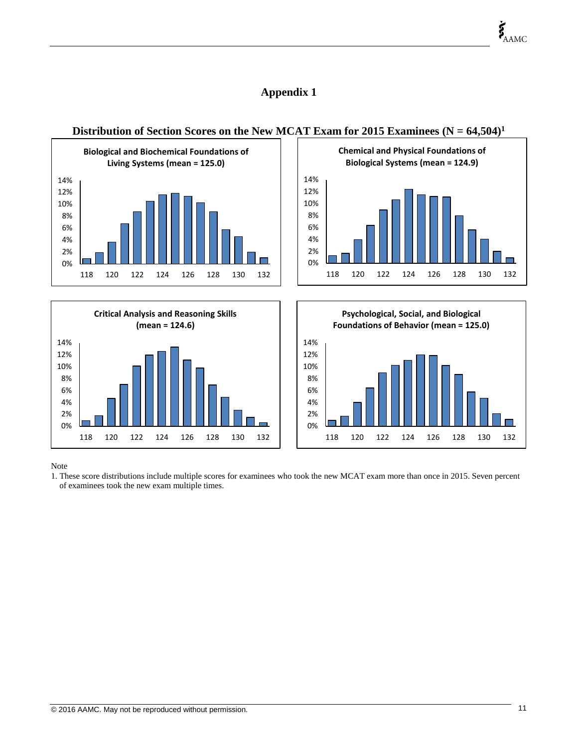# Appendix 1

**Distribution of Section Scores on the New MCAT Exam for 2015 Examinees (N = 64,504)[1]**

**Biological and Biochemical Foundations of Living Systems (mean = 125.0)**

**Chemical and Physical Foundations of Biological Systems (mean = 124.9)**

**Critical Analysis and Reasoning Skills (mean = 124.6)**

**Psychological, Social, and Biological Foundations of Behavior (mean = 125.0)**

Note

1. These score distributions include multiple scores for examinees who took the new MCAT exam more than once in 2015. Seven percent of examinees took the new exam multiple times.

© 2016 AAMC. May not be reproduced without permission.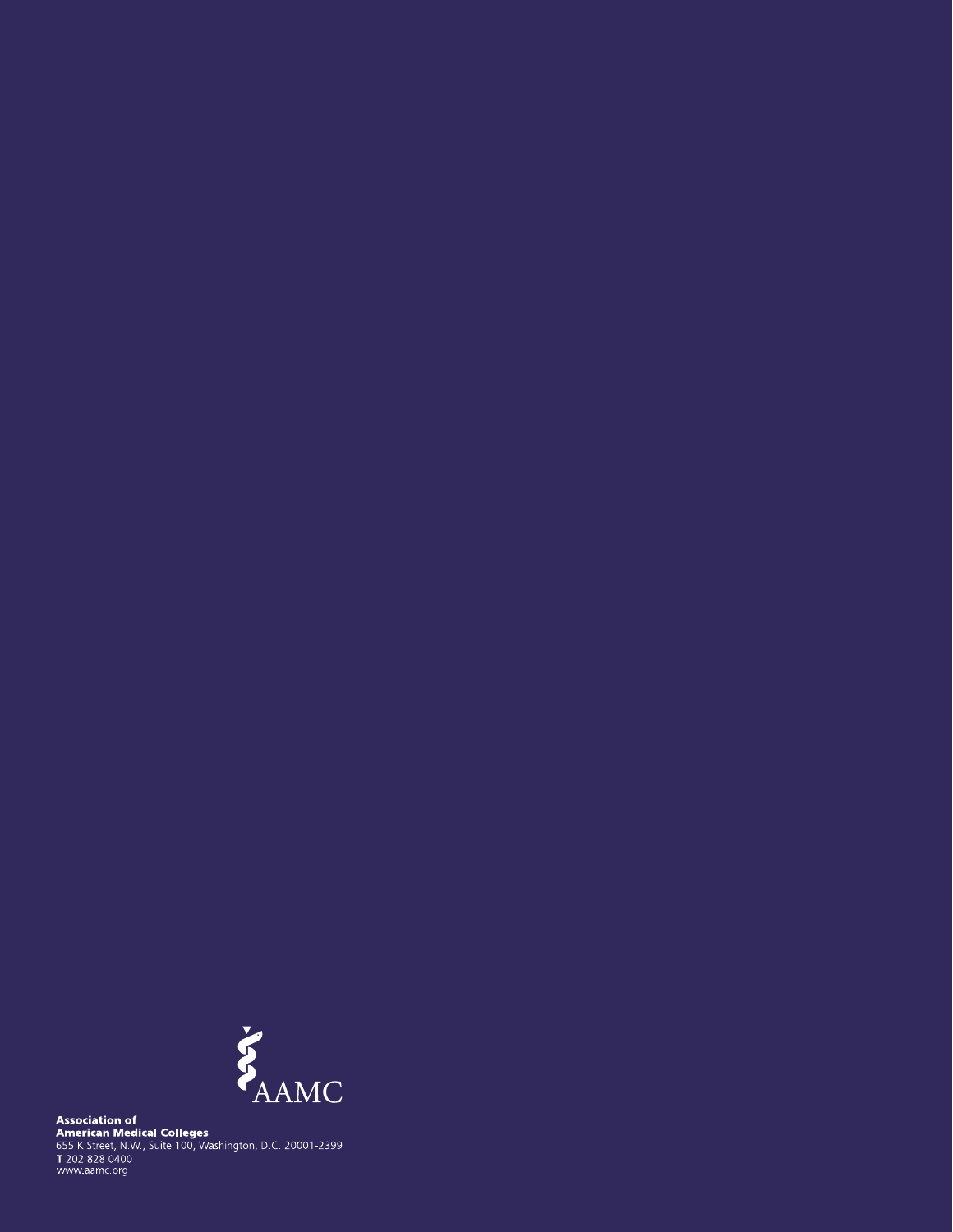AAMC

**Association of**
**American Medical Colleges**
655 K Street, N.W., Suite 100, Washington, D.C. 20001-2399
**T** 202 828 0400
www.aamc.org